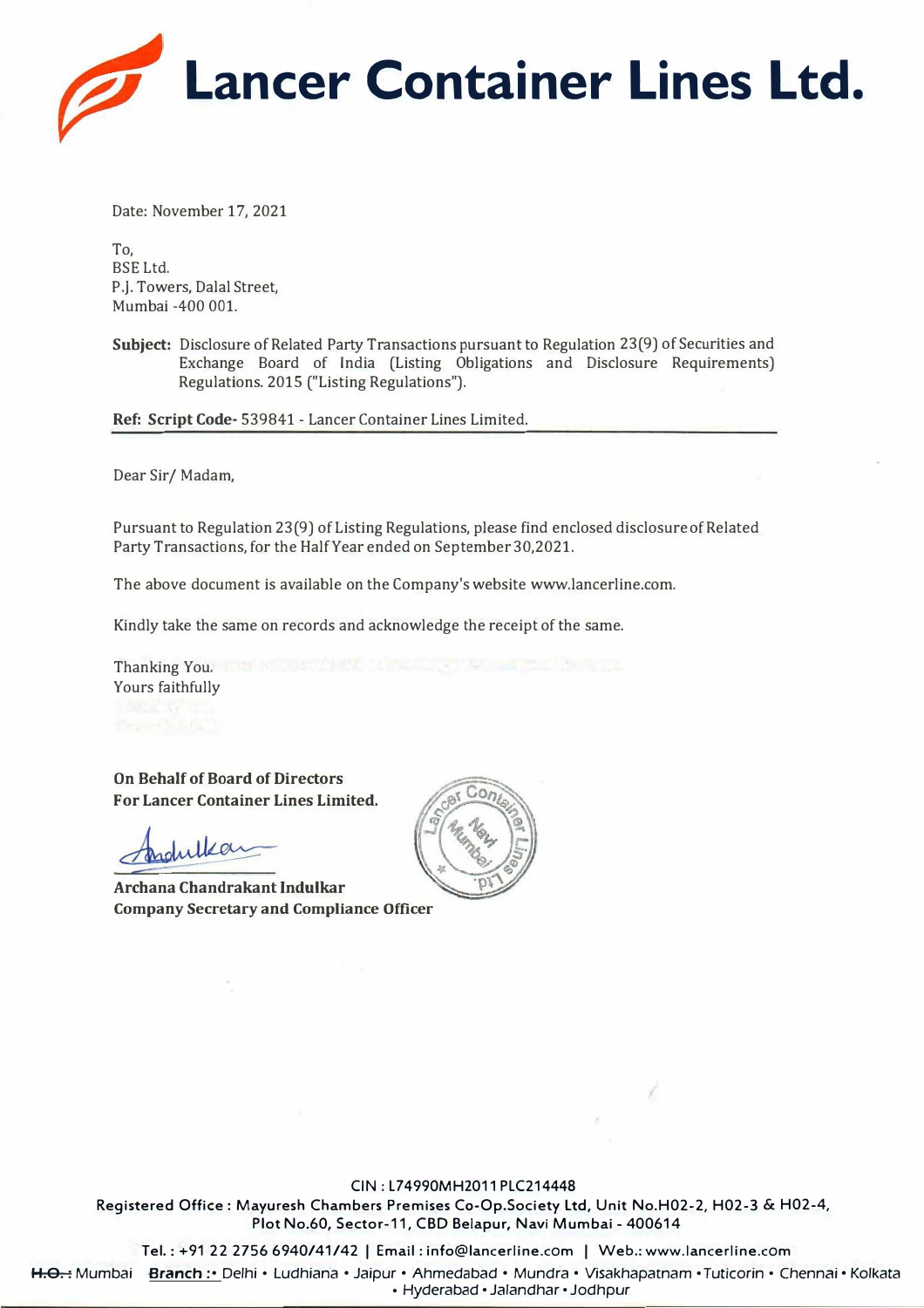# Lancer Container Lines Ltd.

Date: November 17, 2021

To,
BSE Ltd.
P.J. Towers, Dalal Street,
Mumbai -400 001.

**Subject:** Disclosure of Related Party Transactions pursuant to Regulation 23(9) of Securities and Exchange Board of India (Listing Obligations and Disclosure Requirements) Regulations. 2015 ("Listing Regulations").

**Ref: Script Code-** 539841 - Lancer Container Lines Limited.

Dear Sir/ Madam,

Pursuant to Regulation 23(9) of Listing Regulations, please find enclosed disclosure of Related Party Transactions, for the Half Year ended on September 30,2021.

The above document is available on the Company's website www.lancerline.com.

Kindly take the same on records and acknowledge the receipt of the same.

Thanking You.
Yours faithfully

**On Behalf of Board of Directors**
**For Lancer Container Lines Limited.**

**Archana Chandrakant Indulkar**
**Company Secretary and Compliance Officer**

CIN : L74990MH2011PLC214448
Registered Office : Mayuresh Chambers Premises Co-Op.Society Ltd, Unit No.H02-2, H02-3 & H02-4, Plot No.60, Sector-11, CBD Belapur, Navi Mumbai - 400614

Tel. : +91 22 2756 6940/41/42 | Email : info@lancerline.com | Web.: www.lancerline.com

H.O.: Mumbai **Branch :** Delhi • Ludhiana • Jaipur • Ahmedabad • Mundra • Visakhapatnam • Tuticorin • Chennai • Kolkata • Hyderabad • Jalandhar • Jodhpur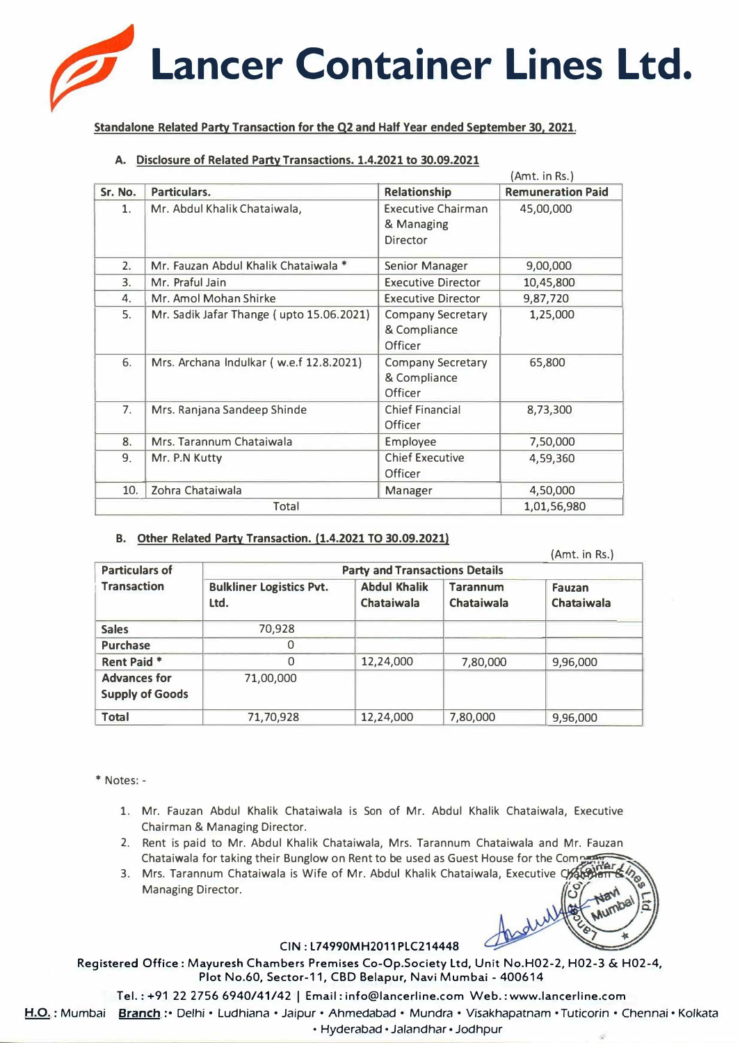# Lancer Container Lines Ltd.

**Standalone Related Party Transaction for the Q2 and Half Year ended September 30, 2021.**

**A. Disclosure of Related Party Transactions. 1.4.2021 to 30.09.2021**

(Amt. in Rs.)

| Sr. No. | Particulars. | Relationship | Remuneration Paid |
|---|---|---|---|
| 1. | Mr. Abdul Khalik Chataiwala, | Executive Chairman & Managing Director | 45,00,000 |
| 2. | Mr. Fauzan Abdul Khalik Chataiwala * | Senior Manager | 9,00,000 |
| 3. | Mr. Praful Jain | Executive Director | 10,45,800 |
| 4. | Mr. Amol Mohan Shirke | Executive Director | 9,87,720 |
| 5. | Mr. Sadik Jafar Thange ( upto 15.06.2021) | Company Secretary & Compliance Officer | 1,25,000 |
| 6. | Mrs. Archana Indulkar ( w.e.f 12.8.2021) | Company Secretary & Compliance Officer | 65,800 |
| 7. | Mrs. Ranjana Sandeep Shinde | Chief Financial Officer | 8,73,300 |
| 8. | Mrs. Tarannum Chataiwala | Employee | 7,50,000 |
| 9. | Mr. P.N Kutty | Chief Executive Officer | 4,59,360 |
| 10. | Zohra Chataiwala | Manager | 4,50,000 |
| | Total | | 1,01,56,980 |

**B. Other Related Party Transaction. (1.4.2021 TO 30.09.2021)**

(Amt. in Rs.)

| Particulars of Transaction | Party and Transactions Details | | | |
|---|---|---|---|---|
| | Bulkliner Logistics Pvt. Ltd. | Abdul Khalik Chataiwala | Tarannum Chataiwala | Fauzan Chataiwala |
| Sales | 70,928 | | | |
| Purchase | 0 | | | |
| Rent Paid * | 0 | 12,24,000 | 7,80,000 | 9,96,000 |
| Advances for Supply of Goods | 71,00,000 | | | |
| Total | 71,70,928 | 12,24,000 | 7,80,000 | 9,96,000 |

\* Notes: -

1. Mr. Fauzan Abdul Khalik Chataiwala is Son of Mr. Abdul Khalik Chataiwala, Executive Chairman & Managing Director.
2. Rent is paid to Mr. Abdul Khalik Chataiwala, Mrs. Tarannum Chataiwala and Mr. Fauzan Chataiwala for taking their Bunglow on Rent to be used as Guest House for the Company.
3. Mrs. Tarannum Chataiwala is Wife of Mr. Abdul Khalik Chataiwala, Executive Chairman & Managing Director.

CIN : L74990MH2011PLC214448

Registered Office : Mayuresh Chambers Premises Co-Op.Society Ltd, Unit No.H02-2, H02-3 & H02-4, Plot No.60, Sector-11, CBD Belapur, Navi Mumbai - 400614

Tel. : +91 22 2756 6940/41/42 | Email : info@lancerline.com Web. : www.lancerline.com

H.O. : Mumbai Branch :• Delhi • Ludhiana • Jaipur • Ahmedabad • Mundra • Visakhapatnam • Tuticorin • Chennai • Kolkata • Hyderabad • Jalandhar • Jodhpur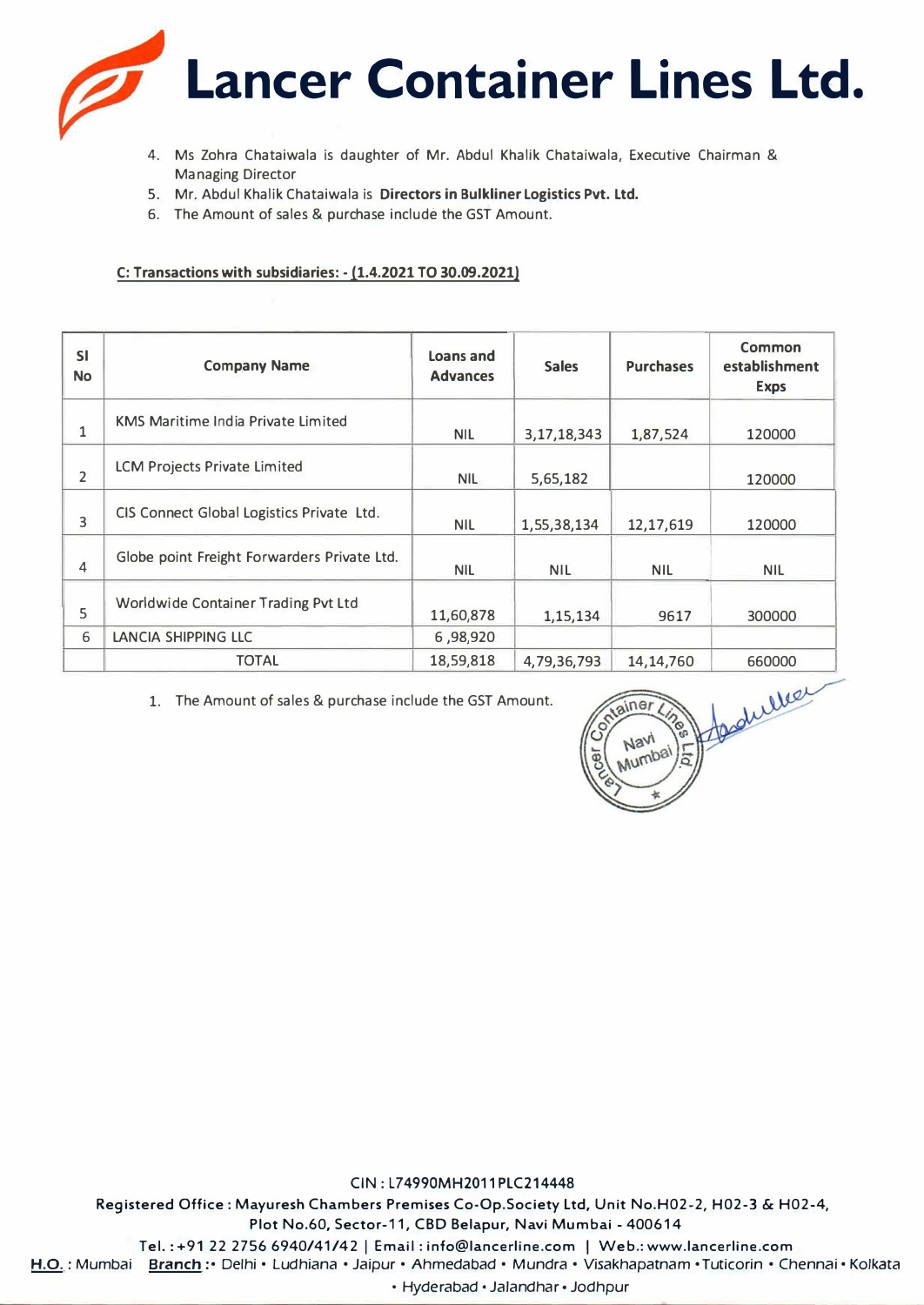4. Ms Zohra Chataiwala is daughter of Mr. Abdul Khalik Chataiwala, Executive Chairman & Managing Director
5. Mr. Abdul Khalik Chataiwala is **Directors in Bulkliner Logistics Pvt. Ltd.**
6. The Amount of sales & purchase include the GST Amount.

**C: Transactions with subsidiaries: - (1.4.2021 TO 30.09.2021)**

| Sl No | Company Name | Loans and Advances | Sales | Purchases | Common establishment Exps |
|---|---|---|---|---|---|
| 1 | KMS Maritime India Private Limited | NIL | 3,17,18,343 | 1,87,524 | 120000 |
| 2 | LCM Projects Private Limited | NIL | 5,65,182 | | 120000 |
| 3 | CIS Connect Global Logistics Private Ltd. | NIL | 1,55,38,134 | 12,17,619 | 120000 |
| 4 | Globe point Freight Forwarders Private Ltd. | NIL | NIL | NIL | NIL |
| 5 | Worldwide Container Trading Pvt Ltd | 11,60,878 | 1,15,134 | 9617 | 300000 |
| 6 | LANCIA SHIPPING LLC | 6 ,98,920 | | | |
| | TOTAL | 18,59,818 | 4,79,36,793 | 14,14,760 | 660000 |

1. The Amount of sales & purchase include the GST Amount.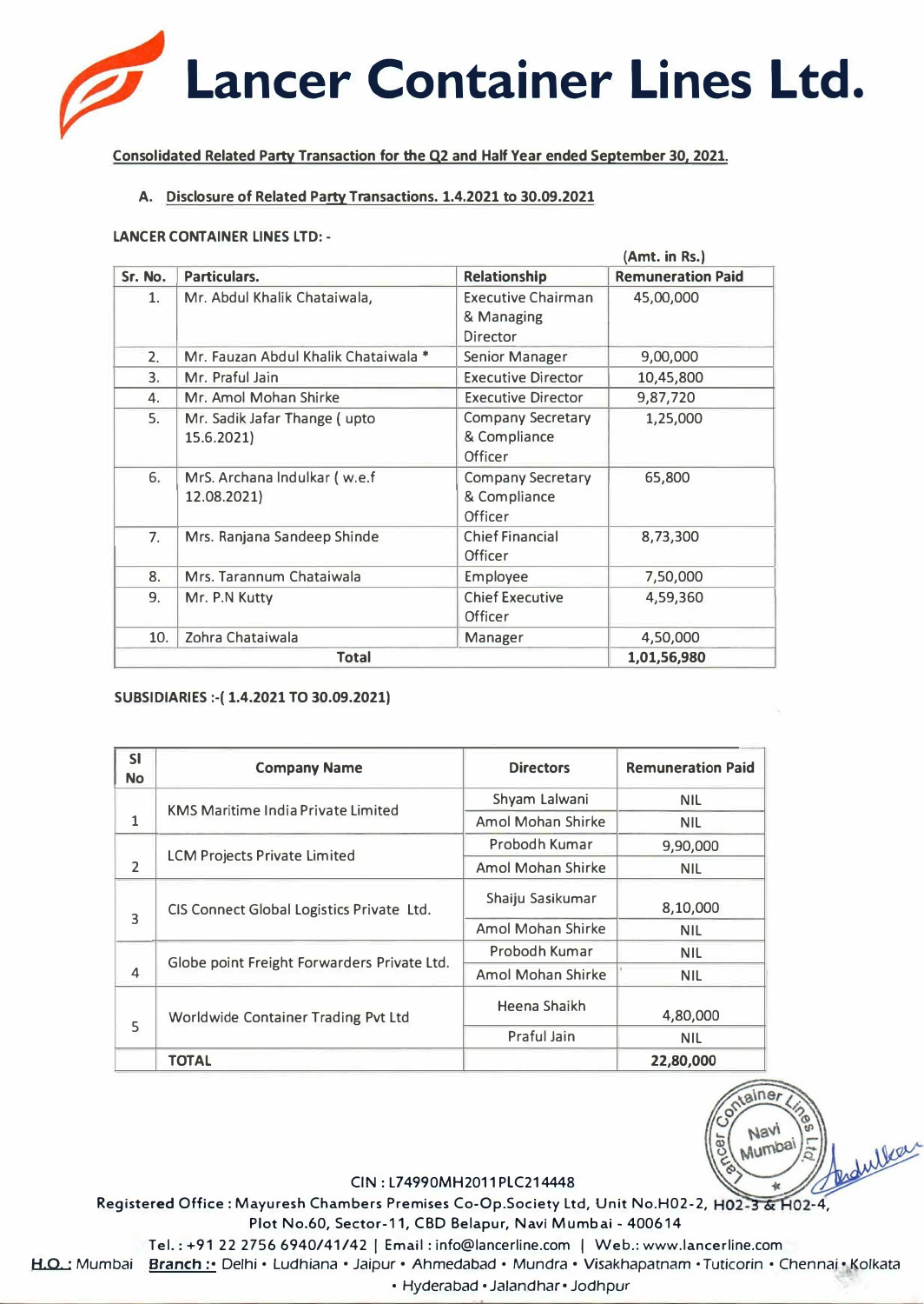# Lancer Container Lines Ltd.

**Consolidated Related Party Transaction for the Q2 and Half Year ended September 30, 2021.**

**A. Disclosure of Related Party Transactions. 1.4.2021 to 30.09.2021**

**LANCER CONTAINER LINES LTD: -**

(Amt. in Rs.)

| Sr. No. | Particulars. | Relationship | Remuneration Paid |
|---|---|---|---|
| 1. | Mr. Abdul Khalik Chataiwala, | Executive Chairman & Managing Director | 45,00,000 |
| 2. | Mr. Fauzan Abdul Khalik Chataiwala * | Senior Manager | 9,00,000 |
| 3. | Mr. Praful Jain | Executive Director | 10,45,800 |
| 4. | Mr. Amol Mohan Shirke | Executive Director | 9,87,720 |
| 5. | Mr. Sadik Jafar Thange ( upto 15.6.2021) | Company Secretary & Compliance Officer | 1,25,000 |
| 6. | MrS. Archana Indulkar ( w.e.f 12.08.2021) | Company Secretary & Compliance Officer | 65,800 |
| 7. | Mrs. Ranjana Sandeep Shinde | Chief Financial Officer | 8,73,300 |
| 8. | Mrs. Tarannum Chataiwala | Employee | 7,50,000 |
| 9. | Mr. P.N Kutty | Chief Executive Officer | 4,59,360 |
| 10. | Zohra Chataiwala | Manager | 4,50,000 |
| | **Total** | | **1,01,56,980** |

**SUBSIDIARIES :-( 1.4.2021 TO 30.09.2021)**

| Sl No | Company Name | Directors | Remuneration Paid |
|---|---|---|---|
| 1 | KMS Maritime India Private Limited | Shyam Lalwani | NIL |
| | | Amol Mohan Shirke | NIL |
| 2 | LCM Projects Private Limited | Probodh Kumar | 9,90,000 |
| | | Amol Mohan Shirke | NIL |
| 3 | CIS Connect Global Logistics Private Ltd. | Shaiju Sasikumar | 8,10,000 |
| | | Amol Mohan Shirke | NIL |
| 4 | Globe point Freight Forwarders Private Ltd. | Probodh Kumar | NIL |
| | | Amol Mohan Shirke | NIL |
| 5 | Worldwide Container Trading Pvt Ltd | Heena Shaikh | 4,80,000 |
| | | Praful Jain | NIL |
| | **TOTAL** | | **22,80,000** |

CIN : L74990MH2011PLC214448

Registered Office : Mayuresh Chambers Premises Co-Op.Society Ltd, Unit No.H02-2, H02-3 & H02-4, Plot No.60, Sector-11, CBD Belapur, Navi Mumbai - 400614

Tel. : +91 22 2756 6940/41/42 | Email : info@lancerline.com | Web.: www.lancerline.com

**H.O. :** Mumbai **Branch :-** Delhi • Ludhiana • Jaipur • Ahmedabad • Mundra • Visakhapatnam • Tuticorin • Chennai • Kolkata • Hyderabad • Jalandhar • Jodhpur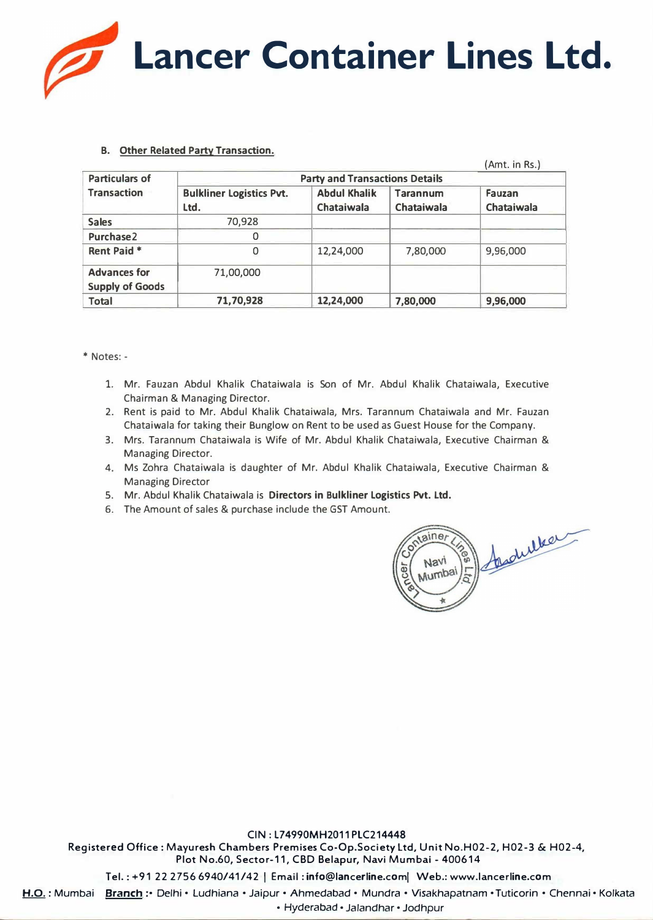# Lancer Container Lines Ltd.

**B. Other Related Party Transaction.**

(Amt. in Rs.)

| Particulars of Transaction | Party and Transactions Details | | | |
|---|---|---|---|---|
| | Bulkliner Logistics Pvt. Ltd. | Abdul Khalik Chataiwala | Tarannum Chataiwala | Fauzan Chataiwala |
| Sales | 70,928 | | | |
| Purchase2 | 0 | | | |
| Rent Paid * | 0 | 12,24,000 | 7,80,000 | 9,96,000 |
| Advances for Supply of Goods | 71,00,000 | | | |
| **Total** | **71,70,928** | **12,24,000** | **7,80,000** | **9,96,000** |

\* Notes: -

1. Mr. Fauzan Abdul Khalik Chataiwala is Son of Mr. Abdul Khalik Chataiwala, Executive Chairman & Managing Director.
2. Rent is paid to Mr. Abdul Khalik Chataiwala, Mrs. Tarannum Chataiwala and Mr. Fauzan Chataiwala for taking their Bunglow on Rent to be used as Guest House for the Company.
3. Mrs. Tarannum Chataiwala is Wife of Mr. Abdul Khalik Chataiwala, Executive Chairman & Managing Director.
4. Ms Zohra Chataiwala is daughter of Mr. Abdul Khalik Chataiwala, Executive Chairman & Managing Director
5. Mr. Abdul Khalik Chataiwala is **Directors in Bulkliner Logistics Pvt. Ltd.**
6. The Amount of sales & purchase include the GST Amount.

Lancer Container Lines Ltd. Navi Mumbai

CIN : L74990MH2011PLC214448
Registered Office : Mayuresh Chambers Premises Co-Op.Society Ltd, Unit No.H02-2, H02-3 & H02-4, Plot No.60, Sector-11, CBD Belapur, Navi Mumbai - 400614
Tel. : +91 22 2756 6940/41/42 | Email : info@lancerline.com | Web.: www.lancerline.com
H.O. : Mumbai Branch :• Delhi • Ludhiana • Jaipur • Ahmedabad • Mundra • Visakhapatnam • Tuticorin • Chennai • Kolkata • Hyderabad • Jalandhar • Jodhpur